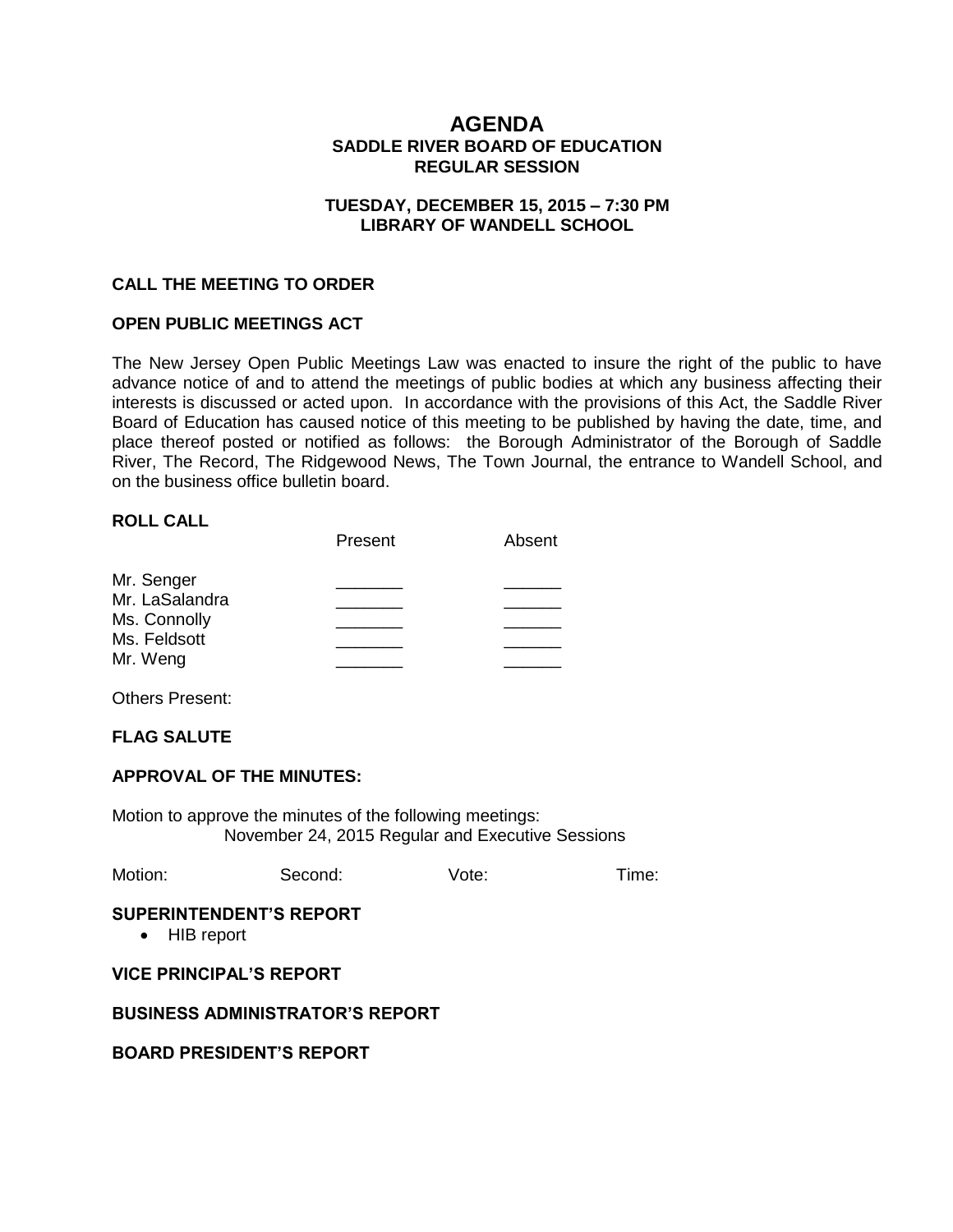# AGENDA

## SADDLE RIVER BOARD OF EDUCATION
## REGULAR SESSION

### TUESDAY, DECEMBER 15, 2015 – 7:30 PM
### LIBRARY OF WANDELL SCHOOL

**CALL THE MEETING TO ORDER**

**OPEN PUBLIC MEETINGS ACT**

The New Jersey Open Public Meetings Law was enacted to insure the right of the public to have advance notice of and to attend the meetings of public bodies at which any business affecting their interests is discussed or acted upon. In accordance with the provisions of this Act, the Saddle River Board of Education has caused notice of this meeting to be published by having the date, time, and place thereof posted or notified as follows: the Borough Administrator of the Borough of Saddle River, The Record, The Ridgewood News, The Town Journal, the entrance to Wandell School, and on the business office bulletin board.

**ROLL CALL**

| | Present | Absent |
|---|---|---|
| Mr. Senger | _______ | ______ |
| Mr. LaSalandra | _______ | ______ |
| Ms. Connolly | _______ | ______ |
| Ms. Feldsott | _______ | ______ |
| Mr. Weng | _______ | ______ |

Others Present:

**FLAG SALUTE**

**APPROVAL OF THE MINUTES:**

Motion to approve the minutes of the following meetings:
November 24, 2015 Regular and Executive Sessions

Motion: Second: Vote: Time:

**SUPERINTENDENT'S REPORT**

- HIB report

**VICE PRINCIPAL'S REPORT**

**BUSINESS ADMINISTRATOR'S REPORT**

**BOARD PRESIDENT'S REPORT**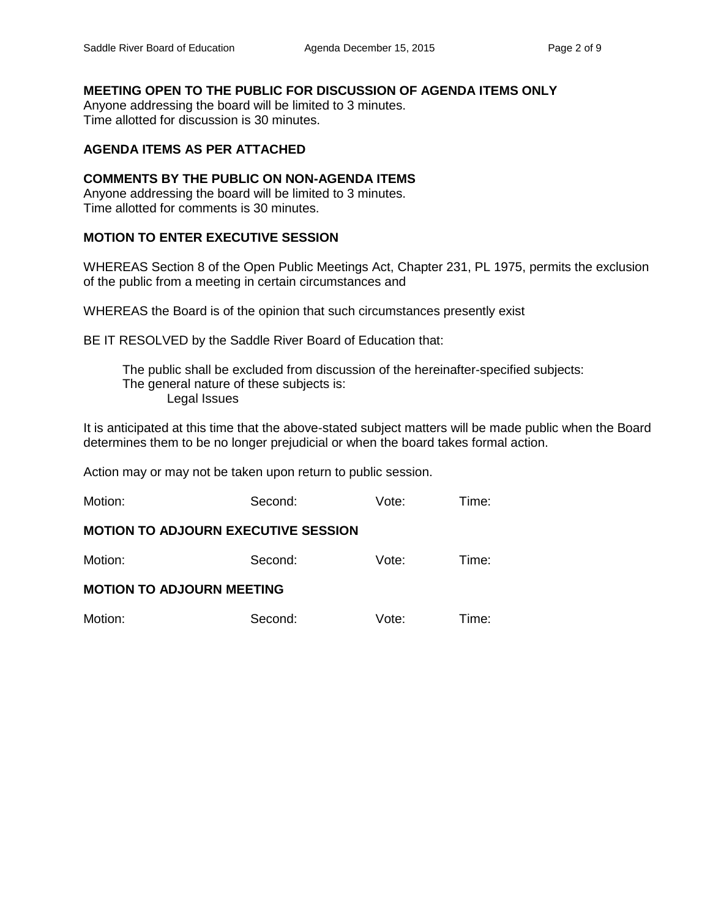**MEETING OPEN TO THE PUBLIC FOR DISCUSSION OF AGENDA ITEMS ONLY**
Anyone addressing the board will be limited to 3 minutes.
Time allotted for discussion is 30 minutes.

**AGENDA ITEMS AS PER ATTACHED**

**COMMENTS BY THE PUBLIC ON NON-AGENDA ITEMS**
Anyone addressing the board will be limited to 3 minutes.
Time allotted for comments is 30 minutes.

**MOTION TO ENTER EXECUTIVE SESSION**

WHEREAS Section 8 of the Open Public Meetings Act, Chapter 231, PL 1975, permits the exclusion of the public from a meeting in certain circumstances and

WHEREAS the Board is of the opinion that such circumstances presently exist

BE IT RESOLVED by the Saddle River Board of Education that:

> The public shall be excluded from discussion of the hereinafter-specified subjects:
> The general nature of these subjects is:
> > Legal Issues

It is anticipated at this time that the above-stated subject matters will be made public when the Board determines them to be no longer prejudicial or when the board takes formal action.

Action may or may not be taken upon return to public session.

Motion: Second: Vote: Time:

**MOTION TO ADJOURN EXECUTIVE SESSION**

Motion: Second: Vote: Time:

**MOTION TO ADJOURN MEETING**

Motion: Second: Vote: Time: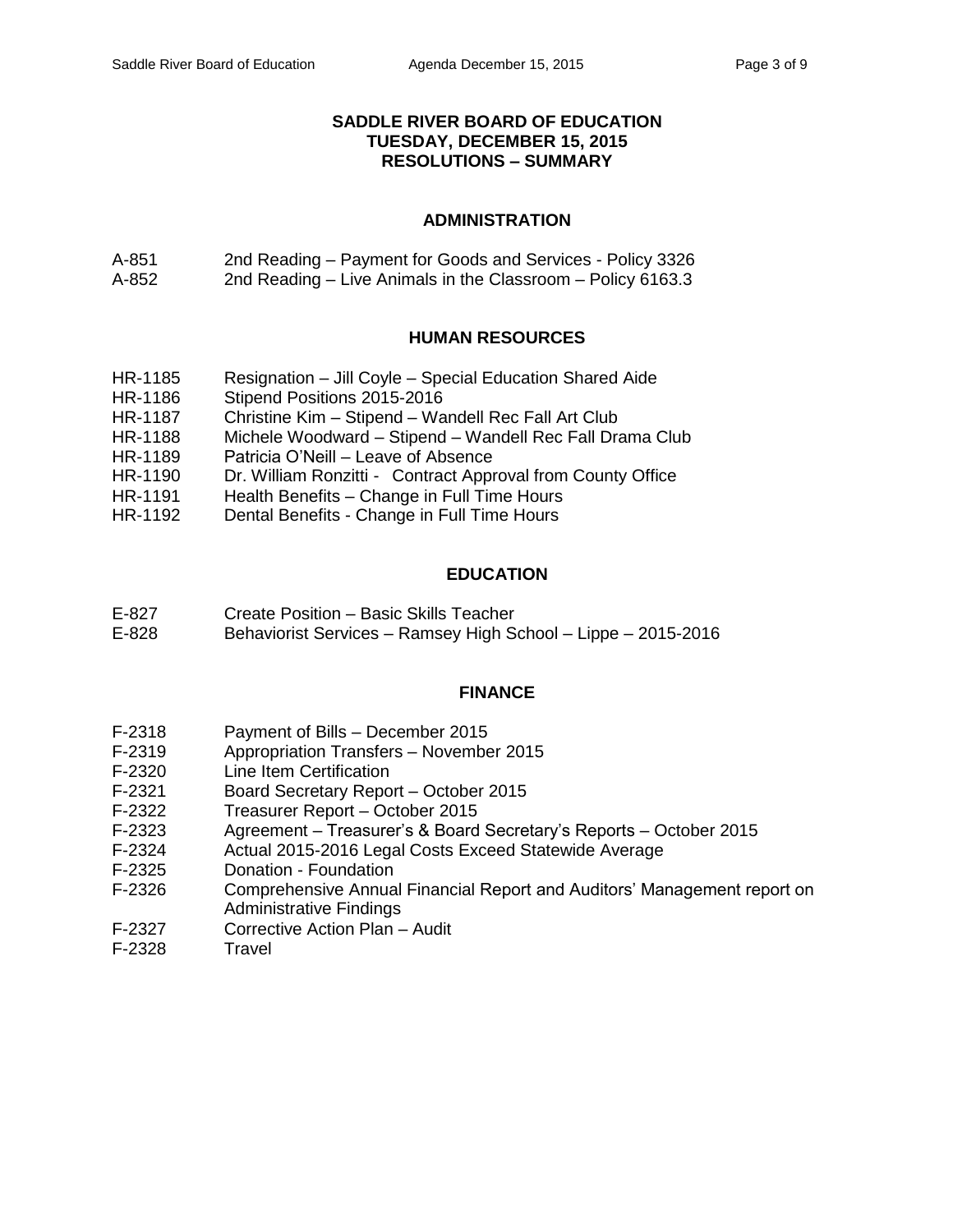# SADDLE RIVER BOARD OF EDUCATION
## TUESDAY, DECEMBER 15, 2015
## RESOLUTIONS – SUMMARY

### ADMINISTRATION

| | |
|---|---|
| A-851 | 2nd Reading – Payment for Goods and Services - Policy 3326 |
| A-852 | 2nd Reading – Live Animals in the Classroom – Policy 6163.3 |

### HUMAN RESOURCES

| | |
|---|---|
| HR-1185 | Resignation – Jill Coyle – Special Education Shared Aide |
| HR-1186 | Stipend Positions 2015-2016 |
| HR-1187 | Christine Kim – Stipend – Wandell Rec Fall Art Club |
| HR-1188 | Michele Woodward – Stipend – Wandell Rec Fall Drama Club |
| HR-1189 | Patricia O'Neill – Leave of Absence |
| HR-1190 | Dr. William Ronzitti - Contract Approval from County Office |
| HR-1191 | Health Benefits – Change in Full Time Hours |
| HR-1192 | Dental Benefits - Change in Full Time Hours |

### EDUCATION

| | |
|---|---|
| E-827 | Create Position – Basic Skills Teacher |
| E-828 | Behaviorist Services – Ramsey High School – Lippe – 2015-2016 |

### FINANCE

| | |
|---|---|
| F-2318 | Payment of Bills – December 2015 |
| F-2319 | Appropriation Transfers – November 2015 |
| F-2320 | Line Item Certification |
| F-2321 | Board Secretary Report – October 2015 |
| F-2322 | Treasurer Report – October 2015 |
| F-2323 | Agreement – Treasurer's & Board Secretary's Reports – October 2015 |
| F-2324 | Actual 2015-2016 Legal Costs Exceed Statewide Average |
| F-2325 | Donation - Foundation |
| F-2326 | Comprehensive Annual Financial Report and Auditors' Management report on Administrative Findings |
| F-2327 | Corrective Action Plan – Audit |
| F-2328 | Travel |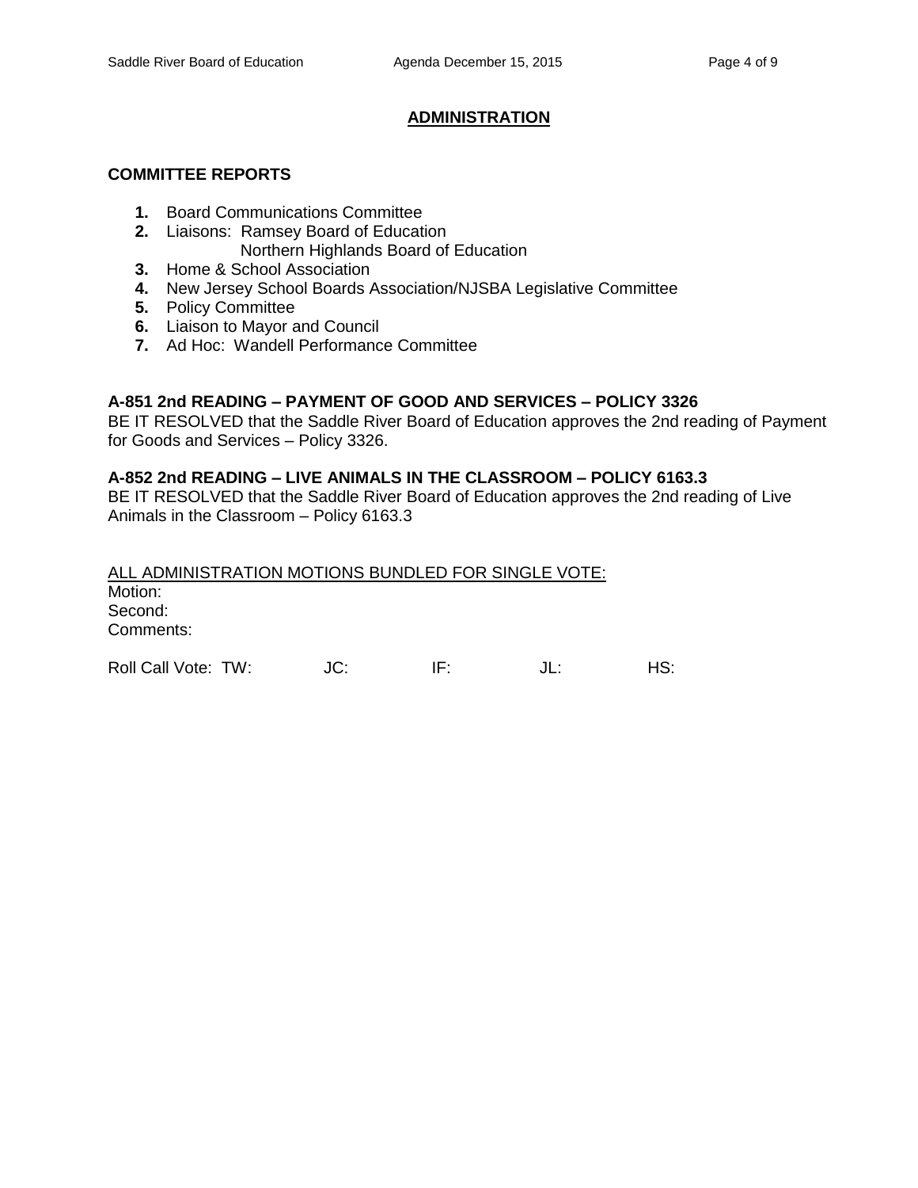## ADMINISTRATION

### COMMITTEE REPORTS

1. Board Communications Committee
2. Liaisons: Ramsey Board of Education
   Northern Highlands Board of Education
3. Home & School Association
4. New Jersey School Boards Association/NJSBA Legislative Committee
5. Policy Committee
6. Liaison to Mayor and Council
7. Ad Hoc: Wandell Performance Committee

**A-851 2nd READING – PAYMENT OF GOOD AND SERVICES – POLICY 3326**
BE IT RESOLVED that the Saddle River Board of Education approves the 2nd reading of Payment for Goods and Services – Policy 3326.

**A-852 2nd READING – LIVE ANIMALS IN THE CLASSROOM – POLICY 6163.3**
BE IT RESOLVED that the Saddle River Board of Education approves the 2nd reading of Live Animals in the Classroom – Policy 6163.3

<u>ALL ADMINISTRATION MOTIONS BUNDLED FOR SINGLE VOTE:</u>
Motion:
Second:
Comments:

Roll Call Vote: TW: JC: IF: JL: HS: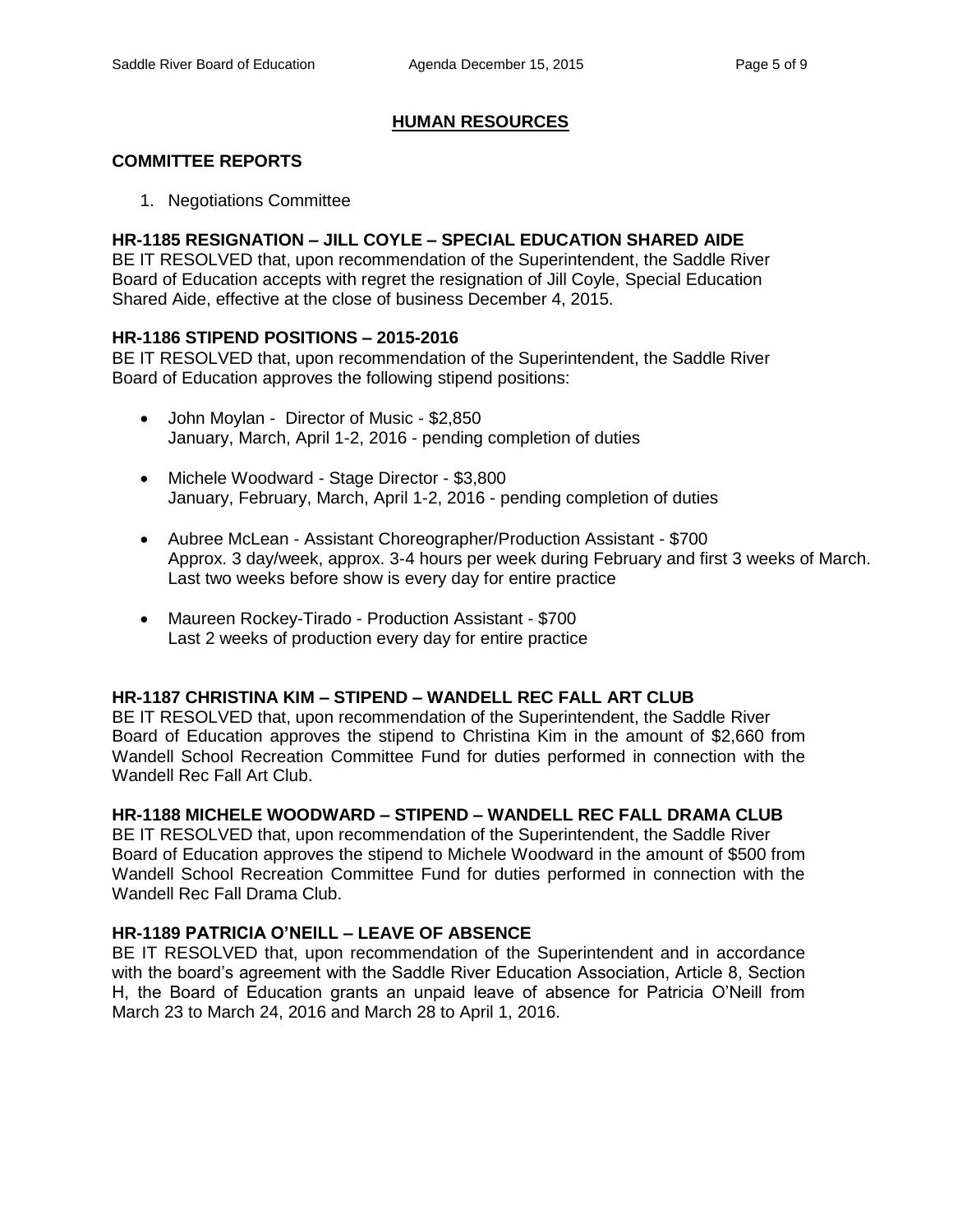## HUMAN RESOURCES

### COMMITTEE REPORTS

1. Negotiations Committee

**HR-1185 RESIGNATION – JILL COYLE – SPECIAL EDUCATION SHARED AIDE**

BE IT RESOLVED that, upon recommendation of the Superintendent, the Saddle River Board of Education accepts with regret the resignation of Jill Coyle, Special Education Shared Aide, effective at the close of business December 4, 2015.

**HR-1186 STIPEND POSITIONS – 2015-2016**

BE IT RESOLVED that, upon recommendation of the Superintendent, the Saddle River Board of Education approves the following stipend positions:

- John Moylan - Director of Music - $2,850
  January, March, April 1-2, 2016 - pending completion of duties

- Michele Woodward - Stage Director - $3,800
  January, February, March, April 1-2, 2016 - pending completion of duties

- Aubree McLean - Assistant Choreographer/Production Assistant - $700
  Approx. 3 day/week, approx. 3-4 hours per week during February and first 3 weeks of March. Last two weeks before show is every day for entire practice

- Maureen Rockey-Tirado - Production Assistant - $700
  Last 2 weeks of production every day for entire practice

**HR-1187 CHRISTINA KIM – STIPEND – WANDELL REC FALL ART CLUB**

BE IT RESOLVED that, upon recommendation of the Superintendent, the Saddle River Board of Education approves the stipend to Christina Kim in the amount of $2,660 from Wandell School Recreation Committee Fund for duties performed in connection with the Wandell Rec Fall Art Club.

**HR-1188 MICHELE WOODWARD – STIPEND – WANDELL REC FALL DRAMA CLUB**

BE IT RESOLVED that, upon recommendation of the Superintendent, the Saddle River Board of Education approves the stipend to Michele Woodward in the amount of $500 from Wandell School Recreation Committee Fund for duties performed in connection with the Wandell Rec Fall Drama Club.

**HR-1189 PATRICIA O'NEILL – LEAVE OF ABSENCE**

BE IT RESOLVED that, upon recommendation of the Superintendent and in accordance with the board's agreement with the Saddle River Education Association, Article 8, Section H, the Board of Education grants an unpaid leave of absence for Patricia O'Neill from March 23 to March 24, 2016 and March 28 to April 1, 2016.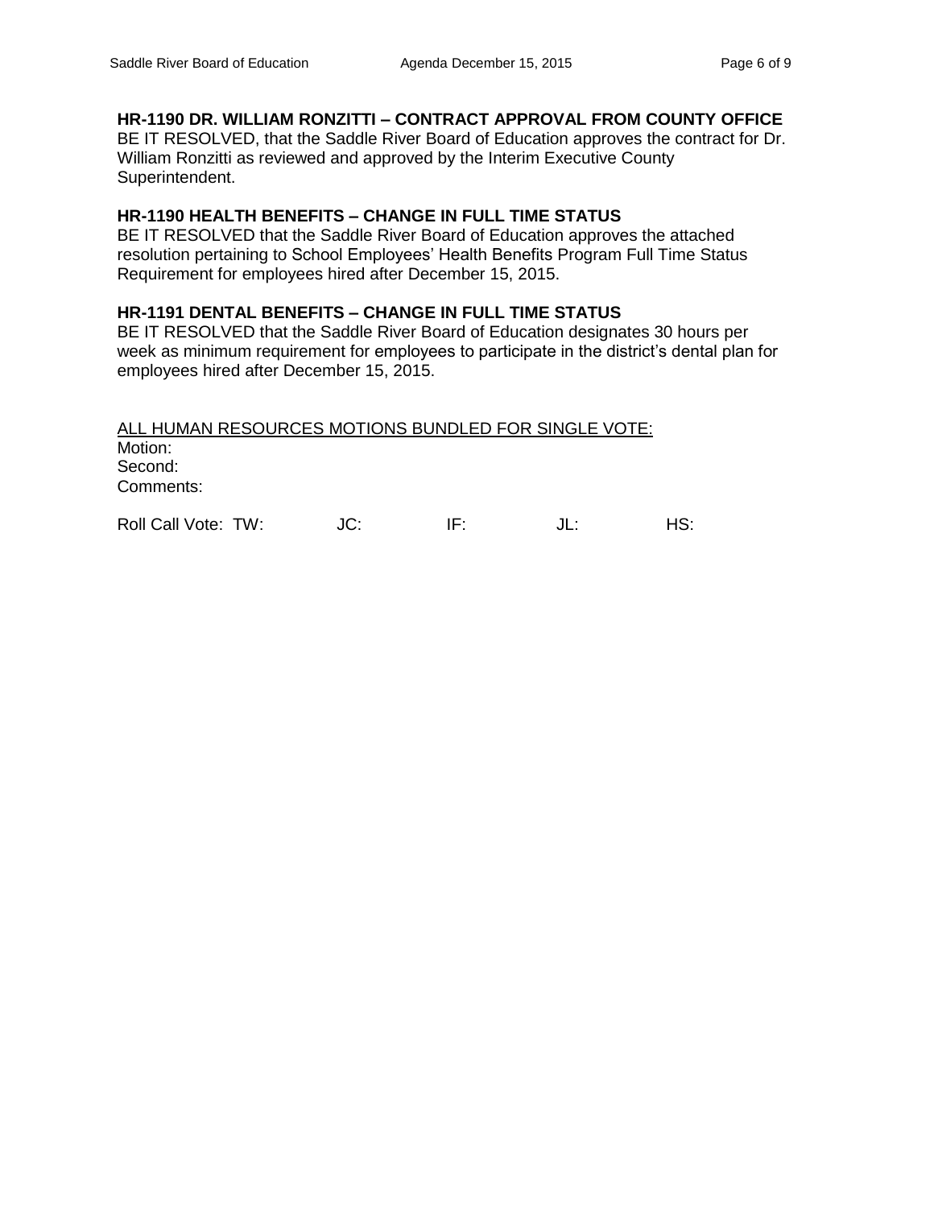**HR-1190 DR. WILLIAM RONZITTI – CONTRACT APPROVAL FROM COUNTY OFFICE**
BE IT RESOLVED, that the Saddle River Board of Education approves the contract for Dr. William Ronzitti as reviewed and approved by the Interim Executive County Superintendent.

**HR-1190 HEALTH BENEFITS – CHANGE IN FULL TIME STATUS**
BE IT RESOLVED that the Saddle River Board of Education approves the attached resolution pertaining to School Employees' Health Benefits Program Full Time Status Requirement for employees hired after December 15, 2015.

**HR-1191 DENTAL BENEFITS – CHANGE IN FULL TIME STATUS**
BE IT RESOLVED that the Saddle River Board of Education designates 30 hours per week as minimum requirement for employees to participate in the district's dental plan for employees hired after December 15, 2015.

<u>ALL HUMAN RESOURCES MOTIONS BUNDLED FOR SINGLE VOTE:</u>
Motion:
Second:
Comments:

Roll Call Vote: TW: JC: IF: JL: HS: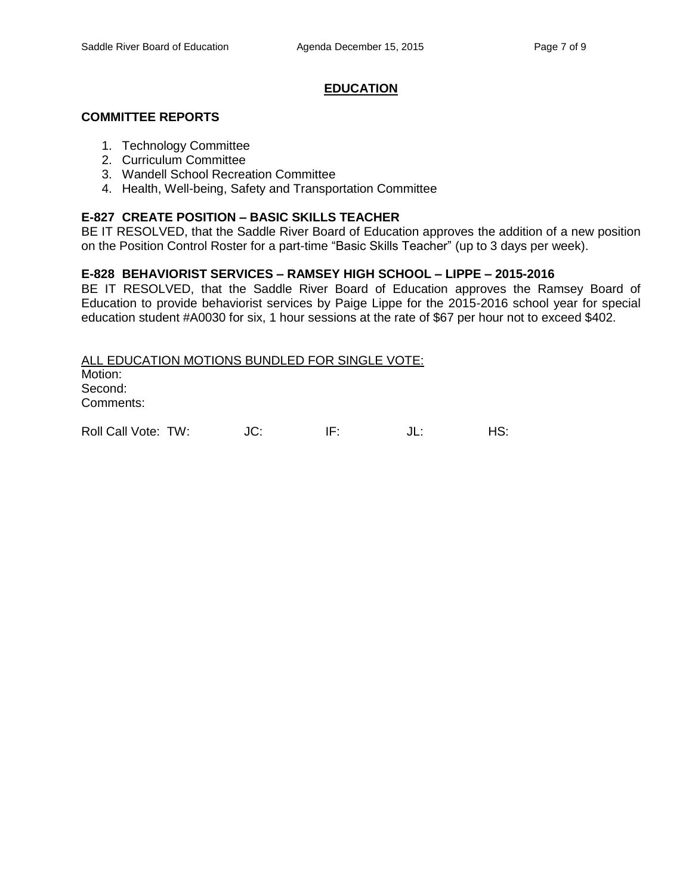## EDUCATION

### COMMITTEE REPORTS

1. Technology Committee
2. Curriculum Committee
3. Wandell School Recreation Committee
4. Health, Well-being, Safety and Transportation Committee

**E-827 CREATE POSITION – BASIC SKILLS TEACHER**

BE IT RESOLVED, that the Saddle River Board of Education approves the addition of a new position on the Position Control Roster for a part-time "Basic Skills Teacher" (up to 3 days per week).

**E-828 BEHAVIORIST SERVICES – RAMSEY HIGH SCHOOL – LIPPE – 2015-2016**

BE IT RESOLVED, that the Saddle River Board of Education approves the Ramsey Board of Education to provide behaviorist services by Paige Lippe for the 2015-2016 school year for special education student #A0030 for six, 1 hour sessions at the rate of $67 per hour not to exceed $402.

ALL EDUCATION MOTIONS BUNDLED FOR SINGLE VOTE:

Motion:
Second:
Comments:

Roll Call Vote: TW: JC: IF: JL: HS: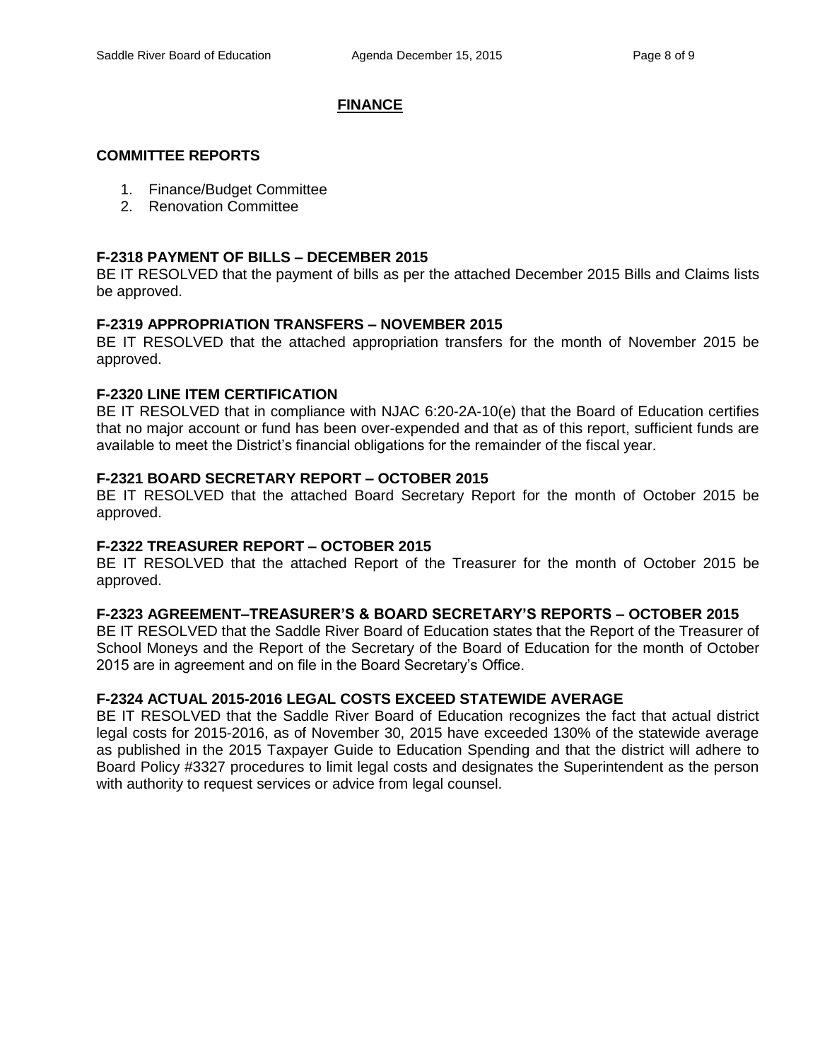## FINANCE

### COMMITTEE REPORTS

1. Finance/Budget Committee
2. Renovation Committee

**F-2318 PAYMENT OF BILLS – DECEMBER 2015**
BE IT RESOLVED that the payment of bills as per the attached December 2015 Bills and Claims lists be approved.

**F-2319 APPROPRIATION TRANSFERS – NOVEMBER 2015**
BE IT RESOLVED that the attached appropriation transfers for the month of November 2015 be approved.

**F-2320 LINE ITEM CERTIFICATION**
BE IT RESOLVED that in compliance with NJAC 6:20-2A-10(e) that the Board of Education certifies that no major account or fund has been over-expended and that as of this report, sufficient funds are available to meet the District's financial obligations for the remainder of the fiscal year.

**F-2321 BOARD SECRETARY REPORT – OCTOBER 2015**
BE IT RESOLVED that the attached Board Secretary Report for the month of October 2015 be approved.

**F-2322 TREASURER REPORT – OCTOBER 2015**
BE IT RESOLVED that the attached Report of the Treasurer for the month of October 2015 be approved.

**F-2323 AGREEMENT–TREASURER'S & BOARD SECRETARY'S REPORTS – OCTOBER 2015**
BE IT RESOLVED that the Saddle River Board of Education states that the Report of the Treasurer of School Moneys and the Report of the Secretary of the Board of Education for the month of October 2015 are in agreement and on file in the Board Secretary's Office.

**F-2324 ACTUAL 2015-2016 LEGAL COSTS EXCEED STATEWIDE AVERAGE**
BE IT RESOLVED that the Saddle River Board of Education recognizes the fact that actual district legal costs for 2015-2016, as of November 30, 2015 have exceeded 130% of the statewide average as published in the 2015 Taxpayer Guide to Education Spending and that the district will adhere to Board Policy #3327 procedures to limit legal costs and designates the Superintendent as the person with authority to request services or advice from legal counsel.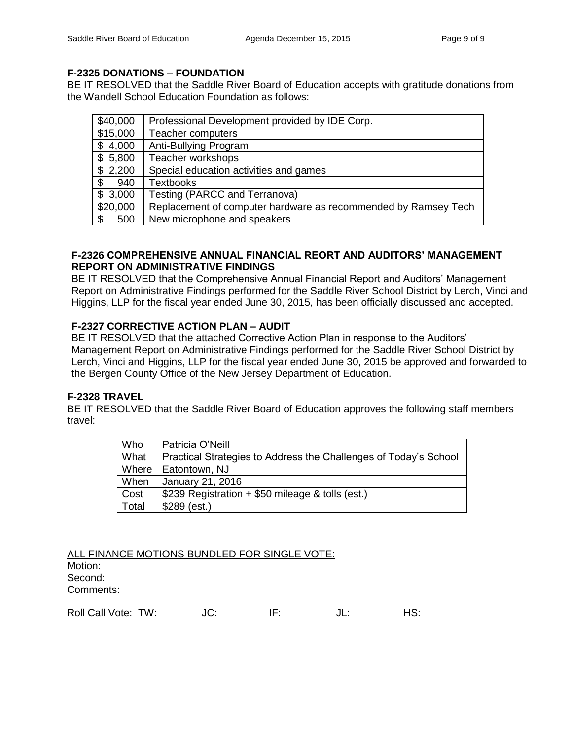**F-2325 DONATIONS – FOUNDATION**

BE IT RESOLVED that the Saddle River Board of Education accepts with gratitude donations from the Wandell School Education Foundation as follows:

| | |
|---|---|
| \$40,000 | Professional Development provided by IDE Corp. |
| \$15,000 | Teacher computers |
| \$ 4,000 | Anti-Bullying Program |
| \$ 5,800 | Teacher workshops |
| \$ 2,200 | Special education activities and games |
| \$ 940 | Textbooks |
| \$ 3,000 | Testing (PARCC and Terranova) |
| \$20,000 | Replacement of computer hardware as recommended by Ramsey Tech |
| \$ 500 | New microphone and speakers |

**F-2326 COMPREHENSIVE ANNUAL FINANCIAL REORT AND AUDITORS' MANAGEMENT REPORT ON ADMINISTRATIVE FINDINGS**

BE IT RESOLVED that the Comprehensive Annual Financial Report and Auditors' Management Report on Administrative Findings performed for the Saddle River School District by Lerch, Vinci and Higgins, LLP for the fiscal year ended June 30, 2015, has been officially discussed and accepted.

**F-2327 CORRECTIVE ACTION PLAN – AUDIT**

BE IT RESOLVED that the attached Corrective Action Plan in response to the Auditors' Management Report on Administrative Findings performed for the Saddle River School District by Lerch, Vinci and Higgins, LLP for the fiscal year ended June 30, 2015 be approved and forwarded to the Bergen County Office of the New Jersey Department of Education.

**F-2328 TRAVEL**

BE IT RESOLVED that the Saddle River Board of Education approves the following staff members travel:

| | |
|---|---|
| Who | Patricia O'Neill |
| What | Practical Strategies to Address the Challenges of Today's School |
| Where | Eatontown, NJ |
| When | January 21, 2016 |
| Cost | \$239 Registration + \$50 mileage & tolls (est.) |
| Total | \$289 (est.) |

<u>ALL FINANCE MOTIONS BUNDLED FOR SINGLE VOTE:</u>

Motion:

Second:

Comments:

Roll Call Vote: TW: JC: IF: JL: HS: